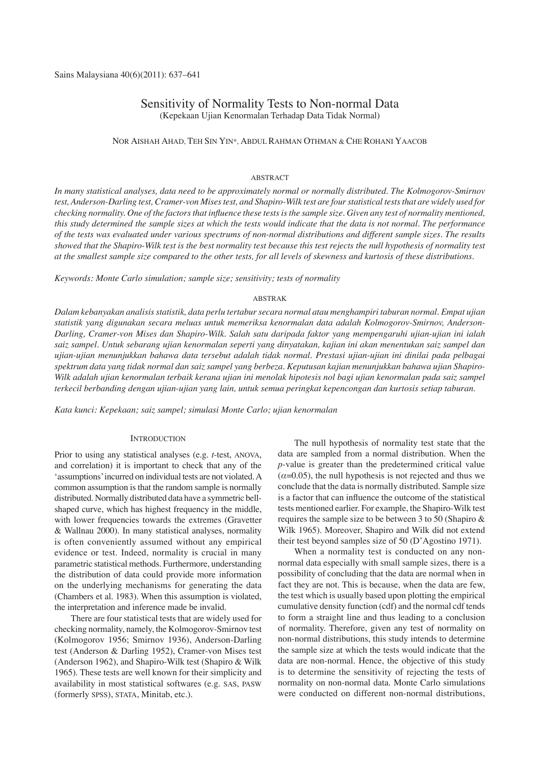# Sensitivity of Normality Tests to Non-normal Data

(Kepekaan Ujian Kenormalan Terhadap Data Tidak Normal)

NOR AISHAH AHAD, TEH SIN YIN*, ABDUL RAHMAN OTHMAN & CHE ROHANI YAACOB

## ABSTRACT

*In many statistical analyses, data need to be approximately normal or normally distributed. The Kolmogorov-Smirnov test, Anderson-Darling test, Cramer-von Mises test, and Shapiro-Wilk test are four statistical tests that are widely used for checking normality. One of the factors that influence these tests is the sample size. Given any test of normality mentioned, this study determined the sample sizes at which the tests would indicate that the data is not normal. The performance of the tests was evaluated under various spectrums of non-normal distributions and different sample sizes. The results showed that the Shapiro-Wilk test is the best normality test because this test rejects the null hypothesis of normality test at the smallest sample size compared to the other tests, for all levels of skewness and kurtosis of these distributions.*

*Keywords: Monte Carlo simulation; sample size; sensitivity; tests of normality*

## ABSTRAK

*Dalam kebanyakan analisis statistik, data perlu tertabur secara normal atau menghampiri taburan normal. Empat ujian statistik yang digunakan secara meluas untuk memeriksa kenormalan data adalah Kolmogorov-Smirnov, Anderson-Darling, Cramer-von Mises dan Shapiro-Wilk. Salah satu daripada faktor yang mempengaruhi ujian-ujian ini ialah saiz sampel. Untuk sebarang ujian kenormalan seperti yang dinyatakan, kajian ini akan menentukan saiz sampel dan ujian-ujian menunjukkan bahawa data tersebut adalah tidak normal. Prestasi ujian-ujian ini dinilai pada pelbagai spektrum data yang tidak normal dan saiz sampel yang berbeza. Keputusan kajian menunjukkan bahawa ujian Shapiro-Wilk adalah ujian kenormalan terbaik kerana ujian ini menolak hipotesis nol bagi ujian kenormalan pada saiz sampel terkecil berbanding dengan ujian-ujian yang lain, untuk semua peringkat kepencongan dan kurtosis setiap taburan.*

*Kata kunci: Kepekaan; saiz sampel; simulasi Monte Carlo; ujian kenormalan*

## INTRODUCTION

Prior to using any statistical analyses (e.g. *t*-test, ANOVA, and correlation) it is important to check that any of the 'assumptions' incurred on individual tests are not violated. A common assumption is that the random sample is normally distributed. Normally distributed data have a symmetric bell-shaped curve, which has highest frequency in the middle, with lower frequencies towards the extremes (Gravetter & Wallnau 2000). In many statistical analyses, normality is often conveniently assumed without any empirical evidence or test. Indeed, normality is crucial in many parametric statistical methods. Furthermore, understanding the distribution of data could provide more information on the underlying mechanisms for generating the data (Chambers et al. 1983). When this assumption is violated, the interpretation and inference made be invalid.

There are four statistical tests that are widely used for checking normality, namely, the Kolmogorov-Smirnov test (Kolmogorov 1956; Smirnov 1936), Anderson-Darling test (Anderson & Darling 1952), Cramer-von Mises test (Anderson 1962), and Shapiro-Wilk test (Shapiro & Wilk 1965). These tests are well known for their simplicity and availability in most statistical softwares (e.g. SAS, PASW (formerly SPSS), STATA, Minitab, etc.).

The null hypothesis of normality test state that the data are sampled from a normal distribution. When the *p*-value is greater than the predetermined critical value ($\alpha$=0.05), the null hypothesis is not rejected and thus we conclude that the data is normally distributed. Sample size is a factor that can influence the outcome of the statistical tests mentioned earlier. For example, the Shapiro-Wilk test requires the sample size to be between 3 to 50 (Shapiro & Wilk 1965). Moreover, Shapiro and Wilk did not extend their test beyond samples size of 50 (D'Agostino 1971).

When a normality test is conducted on any non-normal data especially with small sample sizes, there is a possibility of concluding that the data are normal when in fact they are not. This is because, when the data are few, the test which is usually based upon plotting the empirical cumulative density function (cdf) and the normal cdf tends to form a straight line and thus leading to a conclusion of normality. Therefore, given any test of normality on non-normal distributions, this study intends to determine the sample size at which the tests would indicate that the data are non-normal. Hence, the objective of this study is to determine the sensitivity of rejecting the tests of normality on non-normal data. Monte Carlo simulations were conducted on different non-normal distributions,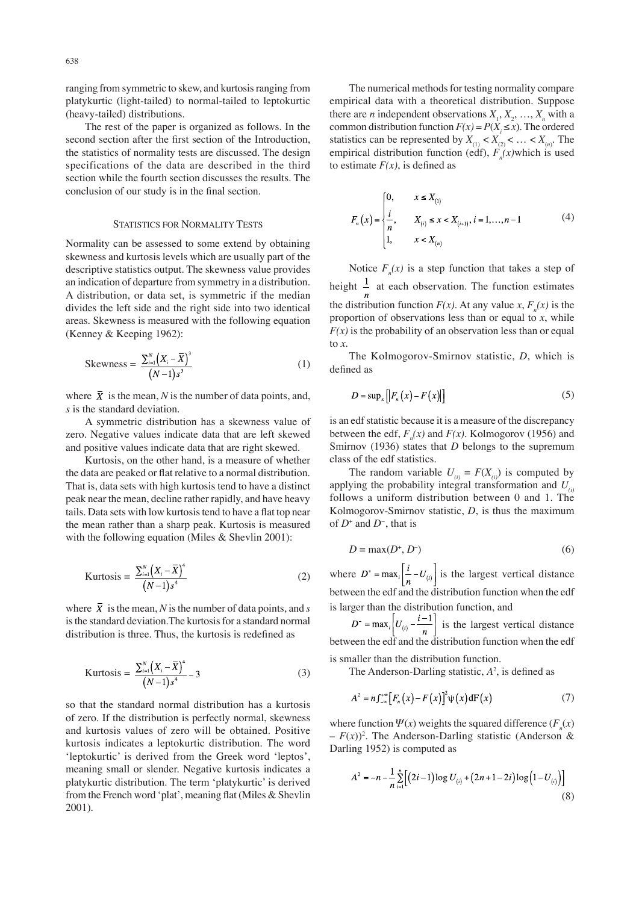ranging from symmetric to skew, and kurtosis ranging from platykurtic (light-tailed) to normal-tailed to leptokurtic (heavy-tailed) distributions.

The rest of the paper is organized as follows. In the second section after the first section of the Introduction, the statistics of normality tests are discussed. The design specifications of the data are described in the third section while the fourth section discusses the results. The conclusion of our study is in the final section.

## Statistics for Normality Tests

Normality can be assessed to some extend by obtaining skewness and kurtosis levels which are usually part of the descriptive statistics output. The skewness value provides an indication of departure from symmetry in a distribution. A distribution, or data set, is symmetric if the median divides the left side and the right side into two identical areas. Skewness is measured with the following equation (Kenney & Keeping 1962):

$$\text{Skewness} = \frac{\sum_{i=1}^{N}\left(X_i - \bar{X}\right)^3}{\left(N-1\right)s^3} \tag{1}$$

where $\bar{X}$ is the mean, $N$ is the number of data points, and, $s$ is the standard deviation.

A symmetric distribution has a skewness value of zero. Negative values indicate data that are left skewed and positive values indicate data that are right skewed.

Kurtosis, on the other hand, is a measure of whether the data are peaked or flat relative to a normal distribution. That is, data sets with high kurtosis tend to have a distinct peak near the mean, decline rather rapidly, and have heavy tails. Data sets with low kurtosis tend to have a flat top near the mean rather than a sharp peak. Kurtosis is measured with the following equation (Miles & Shevlin 2001):

$$\text{Kurtosis} = \frac{\sum_{i=1}^{N}\left(X_i - \bar{X}\right)^4}{\left(N-1\right)s^4} \tag{2}$$

where $\bar{X}$ is the mean, $N$ is the number of data points, and $s$ is the standard deviation.The kurtosis for a standard normal distribution is three. Thus, the kurtosis is redefined as

$$\text{Kurtosis} = \frac{\sum_{i=1}^{N}\left(X_i - \bar{X}\right)^4}{\left(N-1\right)s^4} - 3 \tag{3}$$

so that the standard normal distribution has a kurtosis of zero. If the distribution is perfectly normal, skewness and kurtosis values of zero will be obtained. Positive kurtosis indicates a leptokurtic distribution. The word 'leptokurtic' is derived from the Greek word 'leptos', meaning small or slender. Negative kurtosis indicates a platykurtic distribution. The term 'platykurtic' is derived from the French word 'plat', meaning flat (Miles & Shevlin 2001).

The numerical methods for testing normality compare empirical data with a theoretical distribution. Suppose there are $n$ independent observations $X_1, X_2, \ldots, X_n$ with a common distribution function $F(x) = P(X_i \leq x)$. The ordered statistics can be represented by $X_{(1)} < X_{(2)} < \ldots < X_{(n)}$. The empirical distribution function (edf), $F_n(x)$which is used to estimate $F(x)$, is defined as

$$F_n\left(x\right) = \begin{cases} 0, & x \leq X_{(1)} \\ \dfrac{i}{n}, & X_{(i)} \leq x < X_{(i+1)}, i = 1, \ldots, n-1 \\ 1, & x < X_{(n)} \end{cases} \tag{4}$$

Notice $F_n(x)$ is a step function that takes a step of height $\frac{1}{n}$ at each observation. The function estimates the distribution function $F(x)$. At any value $x$, $F_n(x)$ is the proportion of observations less than or equal to $x$, while $F(x)$ is the probability of an observation less than or equal to $x$.

The Kolmogorov-Smirnov statistic, $D$, which is defined as

$$D = \sup_x \left[\left|F_n\left(x\right) - F\left(x\right)\right|\right] \tag{5}$$

is an edf statistic because it is a measure of the discrepancy between the edf, $F_n(x)$ and $F(x)$. Kolmogorov (1956) and Smirnov (1936) states that $D$ belongs to the supremum class of the edf statistics.

The random variable $U_{(i)} = F(X_{(i)})$ is computed by applying the probability integral transformation and $U_{(i)}$ follows a uniform distribution between 0 and 1. The Kolmogorov-Smirnov statistic, $D$, is thus the maximum of $D^+$ and $D^-$, that is

$$D = \max(D^+, D^-) \tag{6}$$

where $D^+ = \max_i \left[\frac{i}{n} - U_{(i)}\right]$ is the largest vertical distance between the edf and the distribution function when the edf is larger than the distribution function, and

$D^- = \max_i \left[U_{(i)} - \frac{i-1}{n}\right]$ is the largest vertical distance between the edf and the distribution function when the edf is smaller than the distribution function.

The Anderson-Darling statistic, $A^2$, is defined as

$$A^2 = n\int_{-\infty}^{+\infty}\left[F_n\left(x\right) - F\left(x\right)\right]^2 \psi\left(x\right) \mathrm{d}F\left(x\right) \tag{7}$$

where function $\Psi(x)$ weights the squared difference $(F_n(x) - F(x))^2$. The Anderson-Darling statistic (Anderson & Darling 1952) is computed as

$$A^2 = -n - \frac{1}{n}\sum_{i=1}^{n}\left[\left(2i-1\right)\log U_{(i)} + \left(2n+1-2i\right)\log\left(1-U_{(i)}\right)\right] \tag{8}$$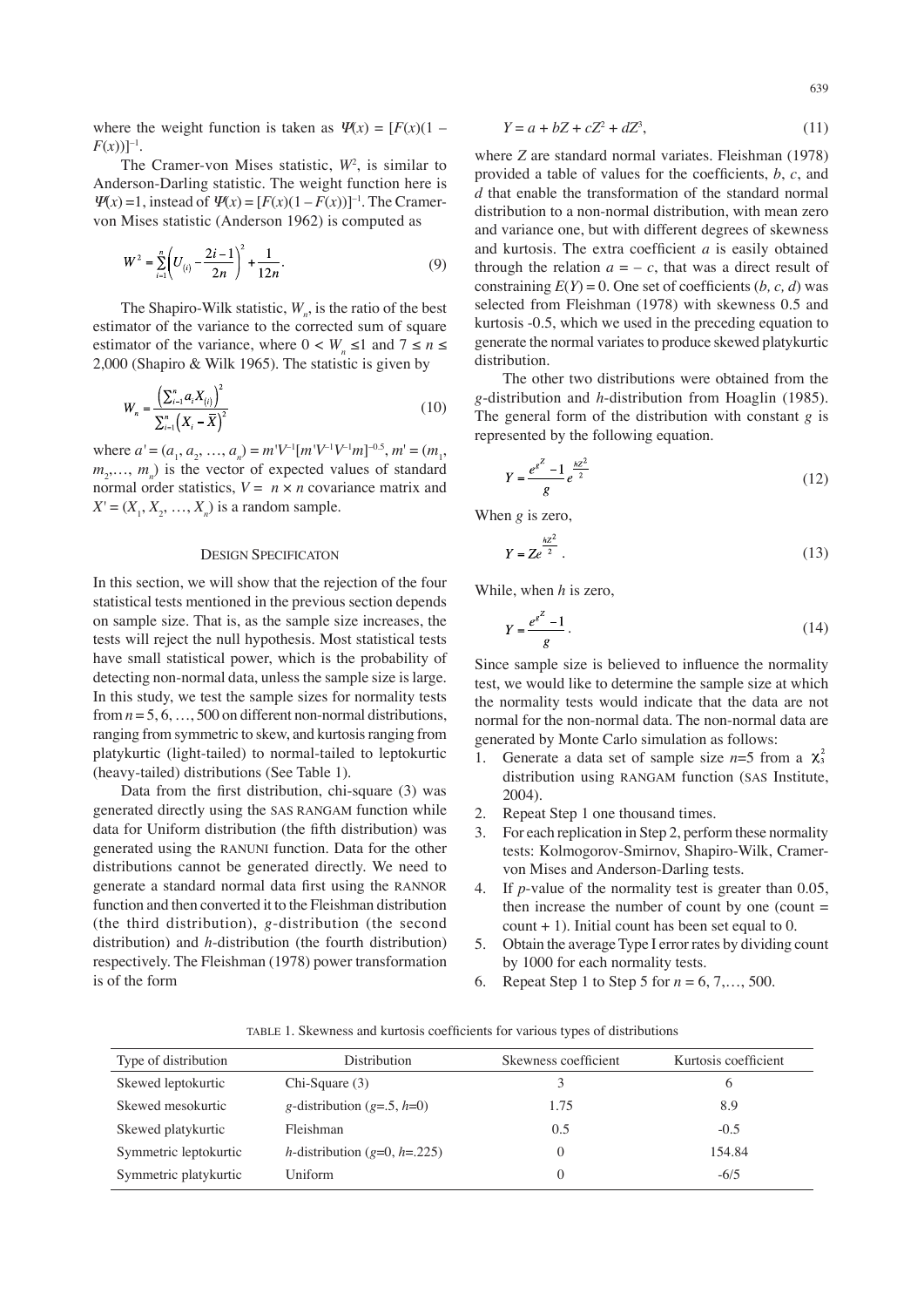where the weight function is taken as $\Psi(x) = [F(x)(1 - F(x))]^{-1}$.

The Cramer-von Mises statistic, $W^2$, is similar to Anderson-Darling statistic. The weight function here is $\Psi(x) = 1$, instead of $\Psi(x) = [F(x)(1 - F(x))]^{-1}$. The Cramer-von Mises statistic (Anderson 1962) is computed as

$$W^2 = \sum_{i=1}^{n}\left(U_{(i)} - \frac{2i-1}{2n}\right)^2 + \frac{1}{12n}. \tag{9}$$

The Shapiro-Wilk statistic, $W_n$, is the ratio of the best estimator of the variance to the corrected sum of square estimator of the variance, where $0 < W_n \leq 1$ and $7 \leq n \leq 2{,}000$ (Shapiro & Wilk 1965). The statistic is given by

$$W_n = \frac{\left(\sum_{i=1}^{n} a_i X_{(i)}\right)^2}{\sum_{i=1}^{n}\left(X_i - \bar{X}\right)^2} \tag{10}$$

where $a' = (a_1, a_2, \ldots, a_n) = m'V^{-1}[m'V^{-1}V^{-1}m]^{-0.5}$, $m' = (m_1, m_2, \ldots, m_n)$ is the vector of expected values of standard normal order statistics, $V = n \times n$ covariance matrix and $X' = (X_1, X_2, \ldots, X_n)$ is a random sample.

## Design Specificaton

In this section, we will show that the rejection of the four statistical tests mentioned in the previous section depends on sample size. That is, as the sample size increases, the tests will reject the null hypothesis. Most statistical tests have small statistical power, which is the probability of detecting non-normal data, unless the sample size is large. In this study, we test the sample sizes for normality tests from $n = 5, 6, \ldots, 500$ on different non-normal distributions, ranging from symmetric to skew, and kurtosis ranging from platykurtic (light-tailed) to normal-tailed to leptokurtic (heavy-tailed) distributions (See Table 1).

Data from the first distribution, chi-square (3) was generated directly using the SAS RANGAM function while data for Uniform distribution (the fifth distribution) was generated using the RANUNI function. Data for the other distributions cannot be generated directly. We need to generate a standard normal data first using the RANNOR function and then converted it to the Fleishman distribution (the third distribution), $g$-distribution (the second distribution) and $h$-distribution (the fourth distribution) respectively. The Fleishman (1978) power transformation is of the form

$$Y = a + bZ + cZ^2 + dZ^3, \tag{11}$$

where $Z$ are standard normal variates. Fleishman (1978) provided a table of values for the coefficients, $b$, $c$, and $d$ that enable the transformation of the standard normal distribution to a non-normal distribution, with mean zero and variance one, but with different degrees of skewness and kurtosis. The extra coefficient $a$ is easily obtained through the relation $a = -c$, that was a direct result of constraining $E(Y) = 0$. One set of coefficients $(b, c, d)$ was selected from Fleishman (1978) with skewness 0.5 and kurtosis -0.5, which we used in the preceding equation to generate the normal variates to produce skewed platykurtic distribution.

The other two distributions were obtained from the $g$-distribution and $h$-distribution from Hoaglin (1985). The general form of the distribution with constant $g$ is represented by the following equation.

$$Y = \frac{e^{gZ} - 1}{g} e^{\frac{hZ^2}{2}} \tag{12}$$

When $g$ is zero,

$$Y = Ze^{\frac{hZ^2}{2}}. \tag{13}$$

While, when $h$ is zero,

$$Y = \frac{e^{gZ} - 1}{g}. \tag{14}$$

Since sample size is believed to influence the normality test, we would like to determine the sample size at which the normality tests would indicate that the data are not normal for the non-normal data. The non-normal data are generated by Monte Carlo simulation as follows:

1. Generate a data set of sample size $n=5$ from a $\chi^2_3$ distribution using RANGAM function (SAS Institute, 2004).
2. Repeat Step 1 one thousand times.
3. For each replication in Step 2, perform these normality tests: Kolmogorov-Smirnov, Shapiro-Wilk, Cramer-von Mises and Anderson-Darling tests.
4. If $p$-value of the normality test is greater than 0.05, then increase the number of count by one (count = count + 1). Initial count has been set equal to 0.
5. Obtain the average Type I error rates by dividing count by 1000 for each normality tests.
6. Repeat Step 1 to Step 5 for $n = 6, 7, \ldots, 500$.

TABLE 1. Skewness and kurtosis coefficients for various types of distributions

| Type of distribution | Distribution | Skewness coefficient | Kurtosis coefficient |
|---|---|---|---|
| Skewed leptokurtic | Chi-Square (3) | 3 | 6 |
| Skewed mesokurtic | $g$-distribution ($g$=.5, $h$=0) | 1.75 | 8.9 |
| Skewed platykurtic | Fleishman | 0.5 | -0.5 |
| Symmetric leptokurtic | $h$-distribution ($g$=0, $h$=.225) | 0 | 154.84 |
| Symmetric platykurtic | Uniform | 0 | -6/5 |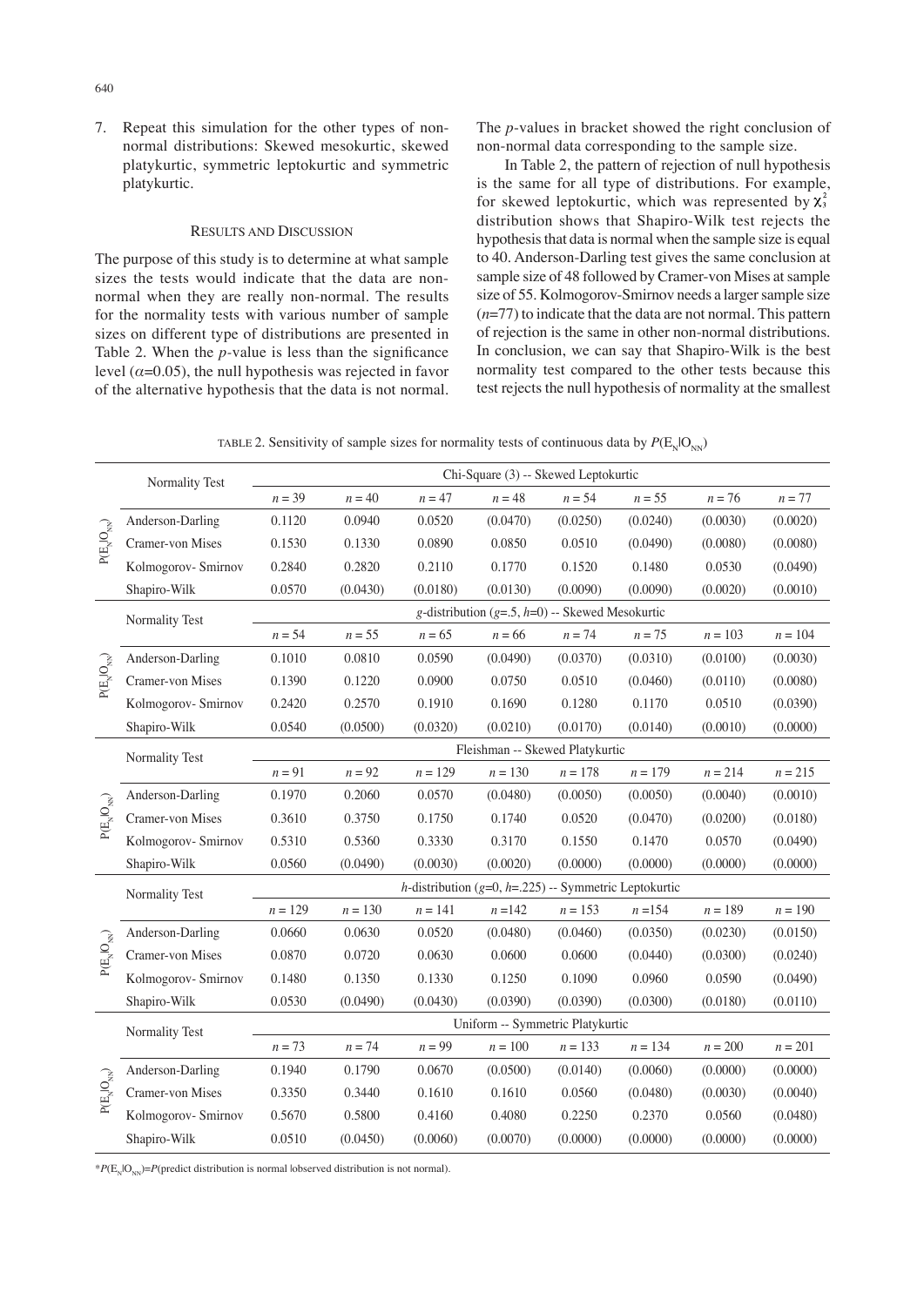7. Repeat this simulation for the other types of non-normal distributions: Skewed mesokurtic, skewed platykurtic, symmetric leptokurtic and symmetric platykurtic.

## RESULTS AND DISCUSSION

The purpose of this study is to determine at what sample sizes the tests would indicate that the data are non-normal when they are really non-normal. The results for the normality tests with various number of sample sizes on different type of distributions are presented in Table 2. When the *p*-value is less than the significance level ($\alpha$=0.05), the null hypothesis was rejected in favor of the alternative hypothesis that the data is not normal. The *p*-values in bracket showed the right conclusion of non-normal data corresponding to the sample size.

In Table 2, the pattern of rejection of null hypothesis is the same for all type of distributions. For example, for skewed leptokurtic, which was represented by $\chi^2_3$ distribution shows that Shapiro-Wilk test rejects the hypothesis that data is normal when the sample size is equal to 40. Anderson-Darling test gives the same conclusion at sample size of 48 followed by Cramer-von Mises at sample size of 55. Kolmogorov-Smirnov needs a larger sample size ($n$=77) to indicate that the data are not normal. This pattern of rejection is the same in other non-normal distributions. In conclusion, we can say that Shapiro-Wilk is the best normality test compared to the other tests because this test rejects the null hypothesis of normality at the smallest

TABLE 2. Sensitivity of sample sizes for normality tests of continuous data by $P(E_N|O_{NN})$

| | Normality Test | Chi-Square (3) -- Skewed Leptokurtic | | | | | | | |
|---|---|---|---|---|---|---|---|---|---|
| | | $n$ = 39 | $n$ = 40 | $n$ = 47 | $n$ = 48 | $n$ = 54 | $n$ = 55 | $n$ = 76 | $n$ = 77 |
| $P(E_N\|O_{NN})$ | Anderson-Darling | 0.1120 | 0.0940 | 0.0520 | (0.0470) | (0.0250) | (0.0240) | (0.0030) | (0.0020) |
| | Cramer-von Mises | 0.1530 | 0.1330 | 0.0890 | 0.0850 | 0.0510 | (0.0490) | (0.0080) | (0.0080) |
| | Kolmogorov- Smirnov | 0.2840 | 0.2820 | 0.2110 | 0.1770 | 0.1520 | 0.1480 | 0.0530 | (0.0490) |
| | Shapiro-Wilk | 0.0570 | (0.0430) | (0.0180) | (0.0130) | (0.0090) | (0.0090) | (0.0020) | (0.0010) |
| | Normality Test | *g*-distribution ($g$=.5, $h$=0) -- Skewed Mesokurtic | | | | | | | |
| | | $n$ = 54 | $n$ = 55 | $n$ = 65 | $n$ = 66 | $n$ = 74 | $n$ = 75 | $n$ = 103 | $n$ = 104 |
| $P(E_N\|O_{NN})$ | Anderson-Darling | 0.1010 | 0.0810 | 0.0590 | (0.0490) | (0.0370) | (0.0310) | (0.0100) | (0.0030) |
| | Cramer-von Mises | 0.1390 | 0.1220 | 0.0900 | 0.0750 | 0.0510 | (0.0460) | (0.0110) | (0.0080) |
| | Kolmogorov- Smirnov | 0.2420 | 0.2570 | 0.1910 | 0.1690 | 0.1280 | 0.1170 | 0.0510 | (0.0390) |
| | Shapiro-Wilk | 0.0540 | (0.0500) | (0.0320) | (0.0210) | (0.0170) | (0.0140) | (0.0010) | (0.0000) |
| | Normality Test | Fleishman -- Skewed Platykurtic | | | | | | | |
| | | $n$ = 91 | $n$ = 92 | $n$ = 129 | $n$ = 130 | $n$ = 178 | $n$ = 179 | $n$ = 214 | $n$ = 215 |
| $P(E_N\|O_{NN})$ | Anderson-Darling | 0.1970 | 0.2060 | 0.0570 | (0.0480) | (0.0050) | (0.0050) | (0.0040) | (0.0010) |
| | Cramer-von Mises | 0.3610 | 0.3750 | 0.1750 | 0.1740 | 0.0520 | (0.0470) | (0.0200) | (0.0180) |
| | Kolmogorov- Smirnov | 0.5310 | 0.5360 | 0.3330 | 0.3170 | 0.1550 | 0.1470 | 0.0570 | (0.0490) |
| | Shapiro-Wilk | 0.0560 | (0.0490) | (0.0030) | (0.0020) | (0.0000) | (0.0000) | (0.0000) | (0.0000) |
| | Normality Test | *h*-distribution ($g$=0, $h$=.225) -- Symmetric Leptokurtic | | | | | | | |
| | | $n$ = 129 | $n$ = 130 | $n$ = 141 | $n$ =142 | $n$ = 153 | $n$ =154 | $n$ = 189 | $n$ = 190 |
| $P(E_N\|O_{NN})$ | Anderson-Darling | 0.0660 | 0.0630 | 0.0520 | (0.0480) | (0.0460) | (0.0350) | (0.0230) | (0.0150) |
| | Cramer-von Mises | 0.0870 | 0.0720 | 0.0630 | 0.0600 | 0.0600 | (0.0440) | (0.0300) | (0.0240) |
| | Kolmogorov- Smirnov | 0.1480 | 0.1350 | 0.1330 | 0.1250 | 0.1090 | 0.0960 | 0.0590 | (0.0490) |
| | Shapiro-Wilk | 0.0530 | (0.0490) | (0.0430) | (0.0390) | (0.0390) | (0.0300) | (0.0180) | (0.0110) |
| | Normality Test | Uniform -- Symmetric Platykurtic | | | | | | | |
| | | $n$ = 73 | $n$ = 74 | $n$ = 99 | $n$ = 100 | $n$ = 133 | $n$ = 134 | $n$ = 200 | $n$ = 201 |
| $P(E_N\|O_{NN})$ | Anderson-Darling | 0.1940 | 0.1790 | 0.0670 | (0.0500) | (0.0140) | (0.0060) | (0.0000) | (0.0000) |
| | Cramer-von Mises | 0.3350 | 0.3440 | 0.1610 | 0.1610 | 0.0560 | (0.0480) | (0.0030) | (0.0040) |
| | Kolmogorov- Smirnov | 0.5670 | 0.5800 | 0.4160 | 0.4080 | 0.2250 | 0.2370 | 0.0560 | (0.0480) |
| | Shapiro-Wilk | 0.0510 | (0.0450) | (0.0060) | (0.0070) | (0.0000) | (0.0000) | (0.0000) | (0.0000) |

*$P(E_N|O_{NN})$=$P$(predict distribution is normal |observed distribution is not normal).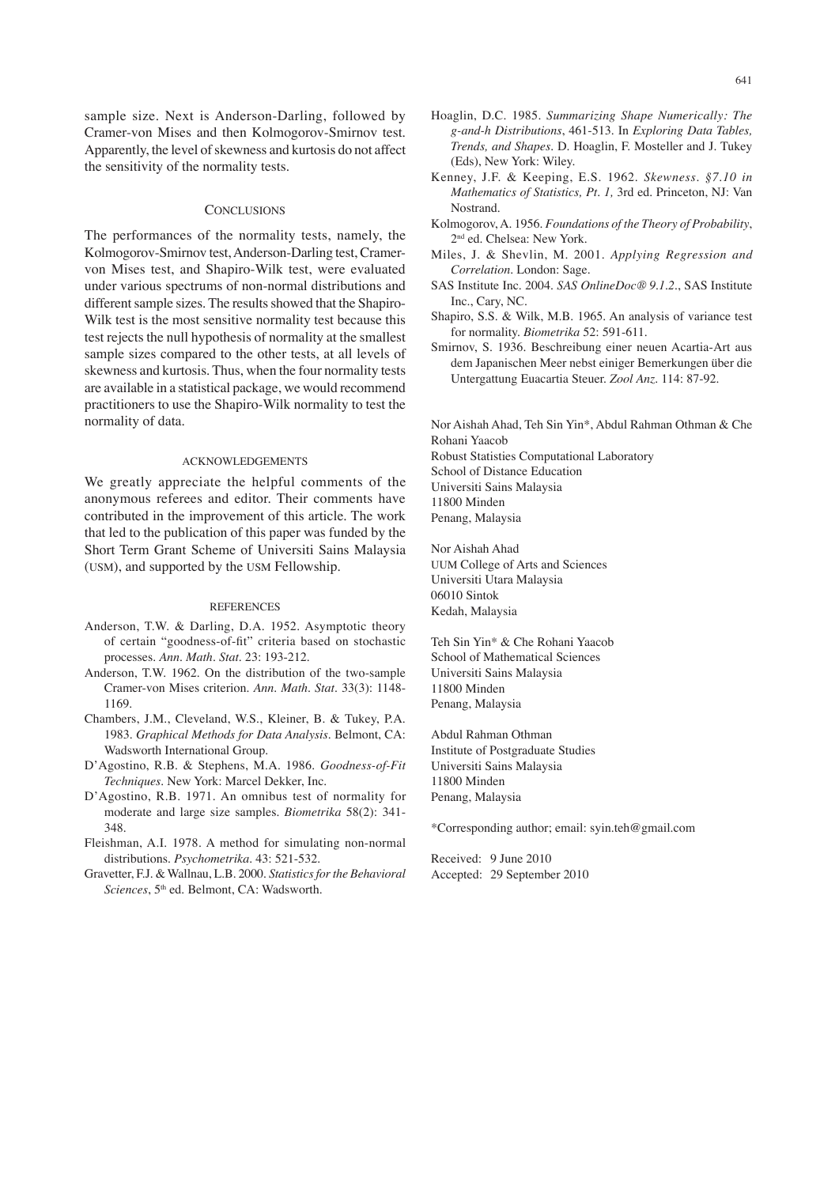sample size. Next is Anderson-Darling, followed by Cramer-von Mises and then Kolmogorov-Smirnov test. Apparently, the level of skewness and kurtosis do not affect the sensitivity of the normality tests.

## Conclusions

The performances of the normality tests, namely, the Kolmogorov-Smirnov test, Anderson-Darling test, Cramer-von Mises test, and Shapiro-Wilk test, were evaluated under various spectrums of non-normal distributions and different sample sizes. The results showed that the Shapiro-Wilk test is the most sensitive normality test because this test rejects the null hypothesis of normality at the smallest sample sizes compared to the other tests, at all levels of skewness and kurtosis. Thus, when the four normality tests are available in a statistical package, we would recommend practitioners to use the Shapiro-Wilk normality to test the normality of data.

## Acknowledgements

We greatly appreciate the helpful comments of the anonymous referees and editor. Their comments have contributed in the improvement of this article. The work that led to the publication of this paper was funded by the Short Term Grant Scheme of Universiti Sains Malaysia (USM), and supported by the USM Fellowship.

## References

Anderson, T.W. & Darling, D.A. 1952. Asymptotic theory of certain "goodness-of-fit" criteria based on stochastic processes. *Ann. Math. Stat*. 23: 193-212.

Anderson, T.W. 1962. On the distribution of the two-sample Cramer-von Mises criterion. *Ann. Math. Stat*. 33(3): 1148-1169.

Chambers, J.M., Cleveland, W.S., Kleiner, B. & Tukey, P.A. 1983. *Graphical Methods for Data Analysis*. Belmont, CA: Wadsworth International Group.

D'Agostino, R.B. & Stephens, M.A. 1986. *Goodness-of-Fit Techniques*. New York: Marcel Dekker, Inc.

D'Agostino, R.B. 1971. An omnibus test of normality for moderate and large size samples. *Biometrika* 58(2): 341-348.

Fleishman, A.I. 1978. A method for simulating non-normal distributions. *Psychometrika*. 43: 521-532.

Gravetter, F.J. & Wallnau, L.B. 2000. *Statistics for the Behavioral Sciences*, 5th ed. Belmont, CA: Wadsworth.

Hoaglin, D.C. 1985. *Summarizing Shape Numerically: The g-and-h Distributions*, 461-513. In *Exploring Data Tables, Trends, and Shapes*. D. Hoaglin, F. Mosteller and J. Tukey (Eds), New York: Wiley.

Kenney, J.F. & Keeping, E.S. 1962. *Skewness. §7.10 in Mathematics of Statistics, Pt. 1,* 3rd ed. Princeton, NJ: Van Nostrand.

Kolmogorov, A. 1956. *Foundations of the Theory of Probability*, 2nd ed. Chelsea: New York.

Miles, J. & Shevlin, M. 2001. *Applying Regression and Correlation*. London: Sage.

SAS Institute Inc. 2004. *SAS OnlineDoc® 9.1.2*., SAS Institute Inc., Cary, NC.

Shapiro, S.S. & Wilk, M.B. 1965. An analysis of variance test for normality. *Biometrika* 52: 591-611.

Smirnov, S. 1936. Beschreibung einer neuen Acartia-Art aus dem Japanischen Meer nebst einiger Bemerkungen über die Untergattung Euacartia Steuer. *Zool Anz*. 114: 87-92.

Nor Aishah Ahad, Teh Sin Yin*, Abdul Rahman Othman & Che Rohani Yaacob
Robust Statisties Computational Laboratory
School of Distance Education
Universiti Sains Malaysia
11800 Minden
Penang, Malaysia

Nor Aishah Ahad
UUM College of Arts and Sciences
Universiti Utara Malaysia
06010 Sintok
Kedah, Malaysia

Teh Sin Yin* & Che Rohani Yaacob
School of Mathematical Sciences
Universiti Sains Malaysia
11800 Minden
Penang, Malaysia

Abdul Rahman Othman
Institute of Postgraduate Studies
Universiti Sains Malaysia
11800 Minden
Penang, Malaysia

*Corresponding author; email: syin.teh@gmail.com

Received: 9 June 2010
Accepted: 29 September 2010